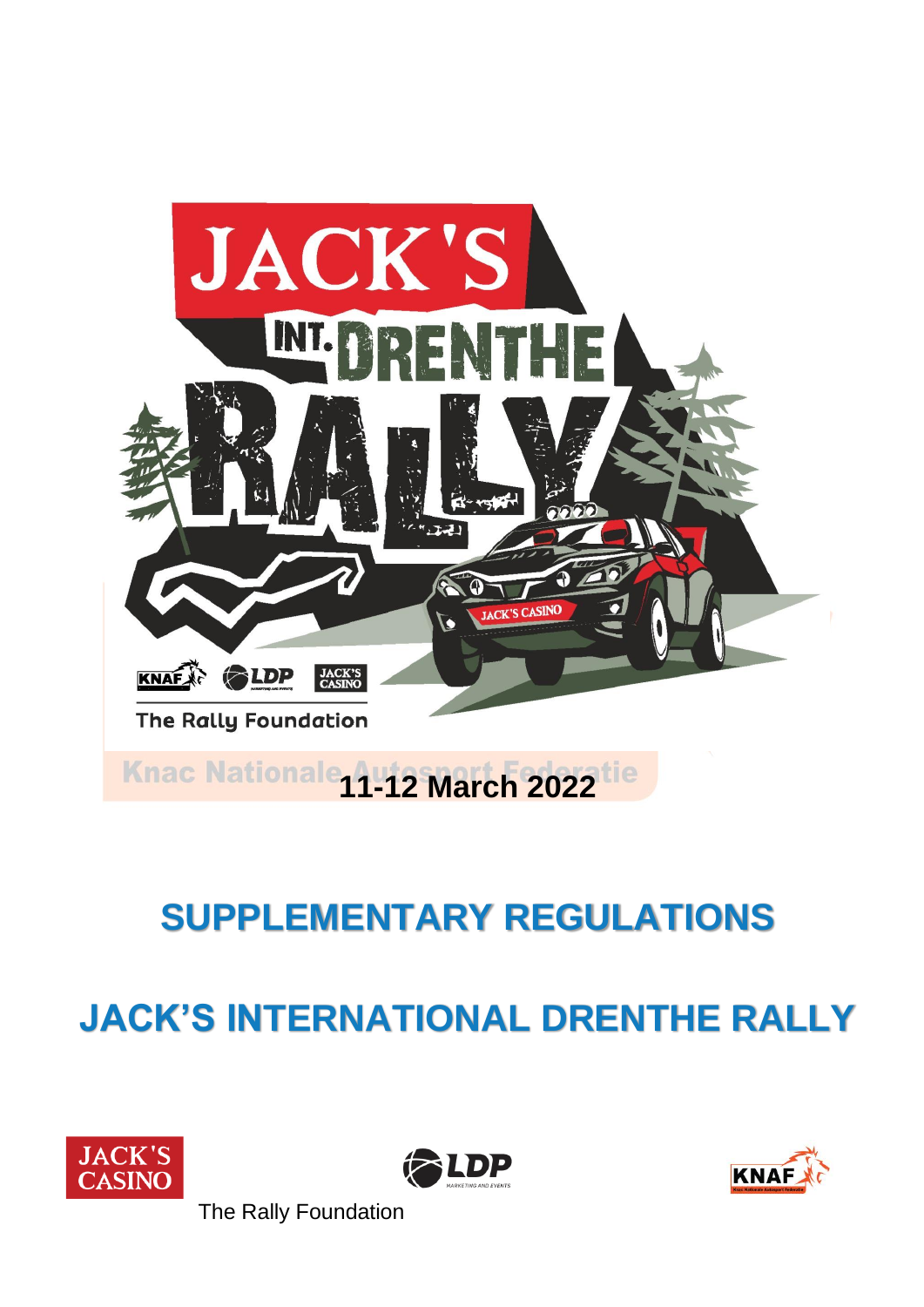**11-12 March 2022**

# SUPPLEMENTARY REGULATIONS

# JACK'S INTERNATIONAL DRENTHE RALLY

The Rally Foundation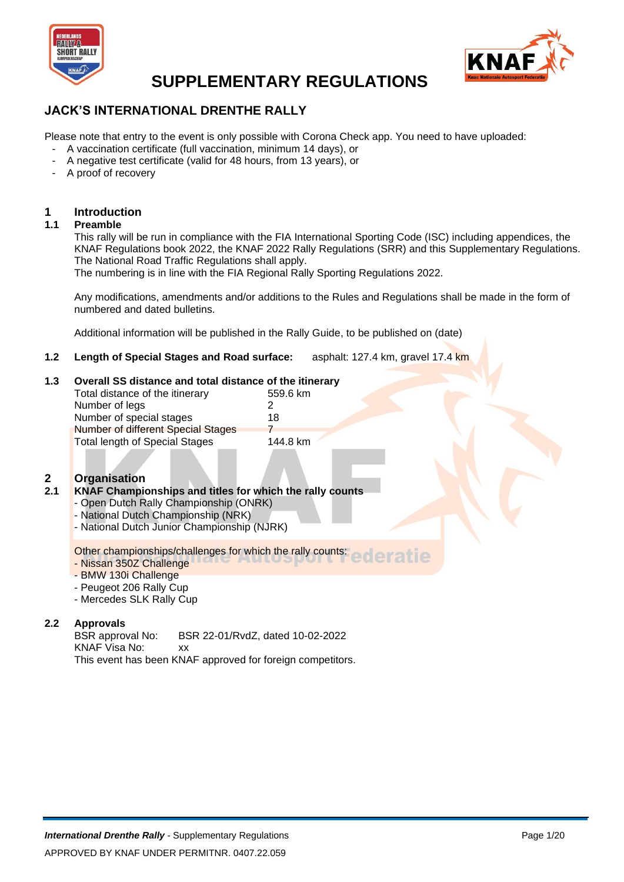# SUPPLEMENTARY REGULATIONS

## JACK'S INTERNATIONAL DRENTHE RALLY

Please note that entry to the event is only possible with Corona Check app. You need to have uploaded:

- A vaccination certificate (full vaccination, minimum 14 days), or
- A negative test certificate (valid for 48 hours, from 13 years), or
- A proof of recovery

## 1 Introduction

### 1.1 Preamble

This rally will be run in compliance with the FIA International Sporting Code (ISC) including appendices, the KNAF Regulations book 2022, the KNAF 2022 Rally Regulations (SRR) and this Supplementary Regulations. The National Road Traffic Regulations shall apply.
The numbering is in line with the FIA Regional Rally Sporting Regulations 2022.

Any modifications, amendments and/or additions to the Rules and Regulations shall be made in the form of numbered and dated bulletins.

Additional information will be published in the Rally Guide, to be published on (date)

### 1.2 Length of Special Stages and Road surface:

asphalt: 127.4 km, gravel 17.4 km

### 1.3 Overall SS distance and total distance of the itinerary

| | |
|---|---|
| Total distance of the itinerary | 559.6 km |
| Number of legs | 2 |
| Number of special stages | 18 |
| Number of different Special Stages | 7 |
| Total length of Special Stages | 144.8 km |

## 2 Organisation

### 2.1 KNAF Championships and titles for which the rally counts

- Open Dutch Rally Championship (ONRK)
- National Dutch Championship (NRK)
- National Dutch Junior Championship (NJRK)

Other championships/challenges for which the rally counts:

- Nissan 350Z Challenge
- BMW 130i Challenge
- Peugeot 206 Rally Cup
- Mercedes SLK Rally Cup

### 2.2 Approvals

BSR approval No: BSR 22-01/RvdZ, dated 10-02-2022
KNAF Visa No: xx
This event has been KNAF approved for foreign competitors.

APPROVED BY KNAF UNDER PERMITNR. 0407.22.059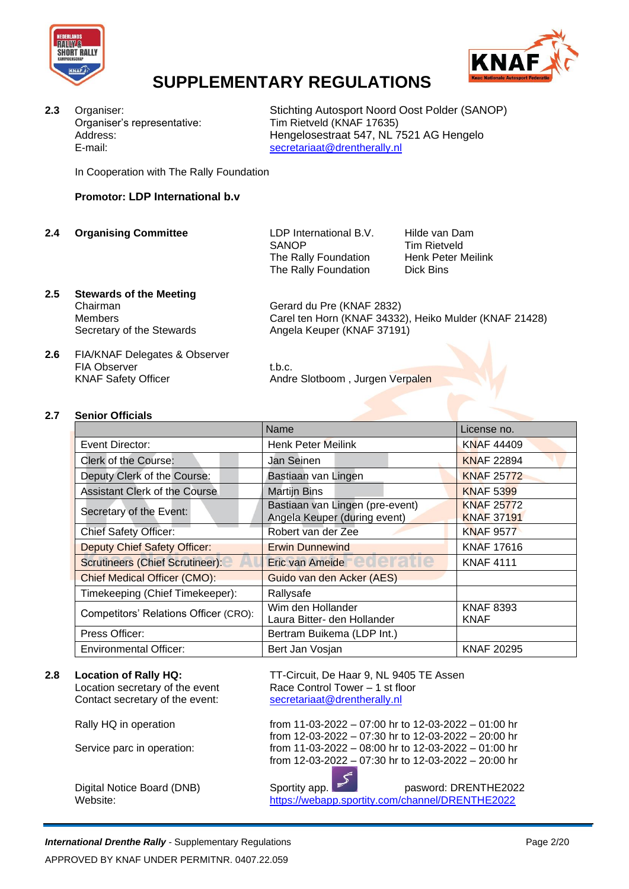# SUPPLEMENTARY REGULATIONS

**2.3** Organiser: Stichting Autosport Noord Oost Polder (SANOP)
Organiser's representative: Tim Rietveld (KNAF 17635)
Address: Hengelosestraat 547, NL 7521 AG Hengelo
E-mail: secretariaat@drentherally.nl

In Cooperation with The Rally Foundation

**Promotor: LDP International b.v**

**2.4 Organising Committee**

| | |
|---|---|
| LDP International B.V. | Hilde van Dam |
| SANOP | Tim Rietveld |
| The Rally Foundation | Henk Peter Meilink |
| The Rally Foundation | Dick Bins |

**2.5 Stewards of the Meeting**

Chairman: Gerard du Pre (KNAF 2832)
Members: Carel ten Horn (KNAF 34332), Heiko Mulder (KNAF 21428)
Secretary of the Stewards: Angela Keuper (KNAF 37191)

**2.6** FIA/KNAF Delegates & Observer

FIA Observer: t.b.c.
KNAF Safety Officer: Andre Slotboom , Jurgen Verpalen

**2.7 Senior Officials**

| | Name | License no. |
|---|---|---|
| Event Director: | Henk Peter Meilink | KNAF 44409 |
| Clerk of the Course: | Jan Seinen | KNAF 22894 |
| Deputy Clerk of the Course: | Bastiaan van Lingen | KNAF 25772 |
| Assistant Clerk of the Course | Martijn Bins | KNAF 5399 |
| Secretary of the Event: | Bastiaan van Lingen (pre-event)<br>Angela Keuper (during event) | KNAF 25772<br>KNAF 37191 |
| Chief Safety Officer: | Robert van der Zee | KNAF 9577 |
| Deputy Chief Safety Officer: | Erwin Dunnewind | KNAF 17616 |
| Scrutineers (Chief Scrutineer): | Eric van Ameide | KNAF 4111 |
| Chief Medical Officer (CMO): | Guido van den Acker (AES) | |
| Timekeeping (Chief Timekeeper): | Rallysafe | |
| Competitors' Relations Officer (CRO): | Wim den Hollander<br>Laura Bitter- den Hollander | KNAF 8393<br>KNAF |
| Press Officer: | Bertram Buikema (LDP Int.) | |
| Environmental Officer: | Bert Jan Vosjan | KNAF 20295 |

**2.8 Location of Rally HQ:** TT-Circuit, De Haar 9, NL 9405 TE Assen
Location secretary of the event: Race Control Tower – 1 st floor
Contact secretary of the event: secretariaat@drentherally.nl

Rally HQ in operation: from 11-03-2022 – 07:00 hr to 12-03-2022 – 01:00 hr
from 12-03-2022 – 07:30 hr to 12-03-2022 – 20:00 hr

Service parc in operation: from 11-03-2022 – 08:00 hr to 12-03-2022 – 01:00 hr
from 12-03-2022 – 07:30 hr to 12-03-2022 – 20:00 hr

Digital Notice Board (DNB): Sportity app. pasword: DRENTHE2022
Website: https://webapp.sportity.com/channel/DRENTHE2022

APPROVED BY KNAF UNDER PERMITNR. 0407.22.059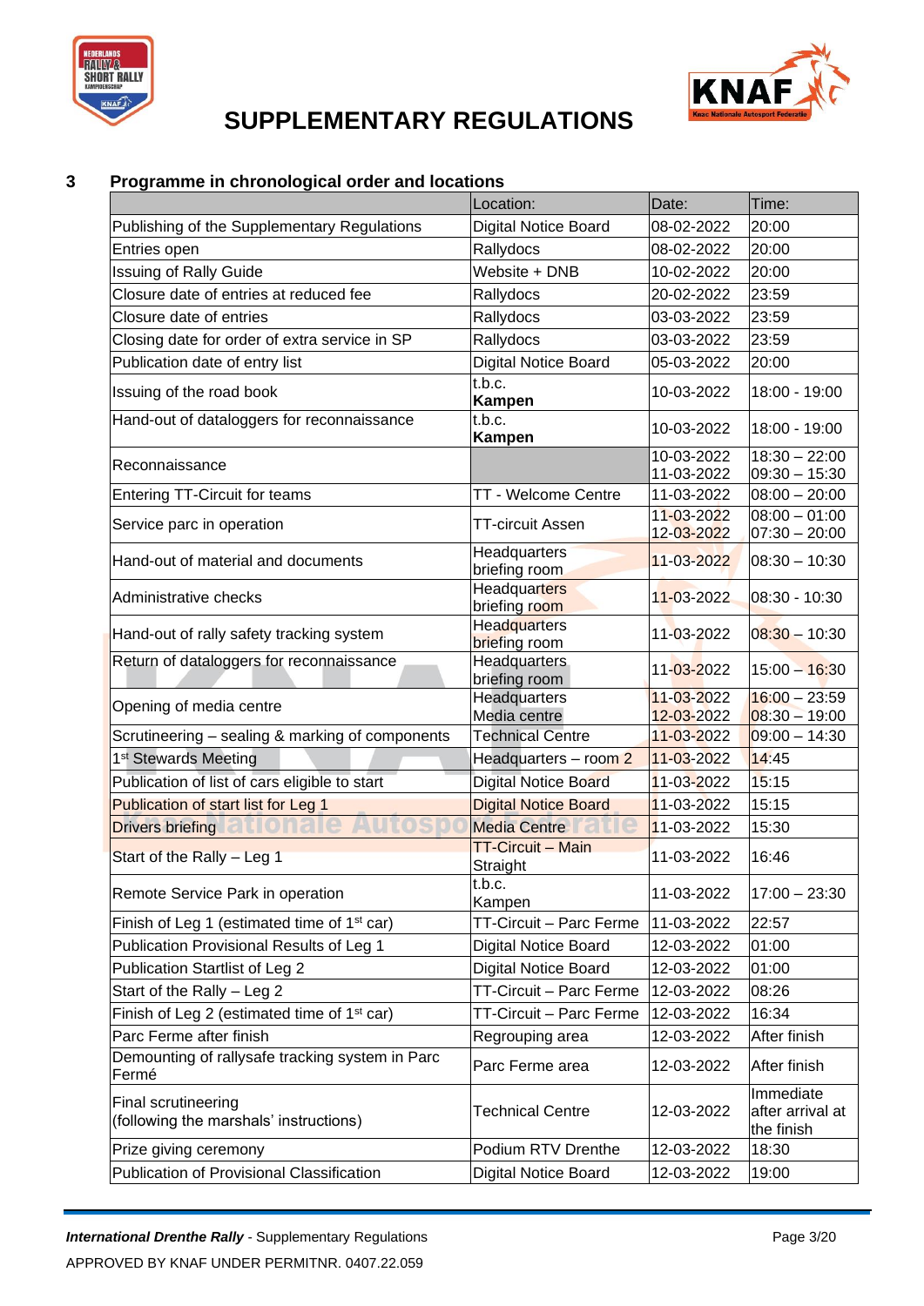# SUPPLEMENTARY REGULATIONS

## 3 Programme in chronological order and locations

| | Location: | Date: | Time: |
|---|---|---|---|
| Publishing of the Supplementary Regulations | Digital Notice Board | 08-02-2022 | 20:00 |
| Entries open | Rallydocs | 08-02-2022 | 20:00 |
| Issuing of Rally Guide | Website + DNB | 10-02-2022 | 20:00 |
| Closure date of entries at reduced fee | Rallydocs | 20-02-2022 | 23:59 |
| Closure date of entries | Rallydocs | 03-03-2022 | 23:59 |
| Closing date for order of extra service in SP | Rallydocs | 03-03-2022 | 23:59 |
| Publication date of entry list | Digital Notice Board | 05-03-2022 | 20:00 |
| Issuing of the road book | t.b.c. **Kampen** | 10-03-2022 | 18:00 - 19:00 |
| Hand-out of dataloggers for reconnaissance | t.b.c. **Kampen** | 10-03-2022 | 18:00 - 19:00 |
| Reconnaissance | | 10-03-2022<br>11-03-2022 | 18:30 – 22:00<br>09:30 – 15:30 |
| Entering TT-Circuit for teams | TT - Welcome Centre | 11-03-2022 | 08:00 – 20:00 |
| Service parc in operation | TT-circuit Assen | 11-03-2022<br>12-03-2022 | 08:00 – 01:00<br>07:30 – 20:00 |
| Hand-out of material and documents | Headquarters briefing room | 11-03-2022 | 08:30 – 10:30 |
| Administrative checks | Headquarters briefing room | 11-03-2022 | 08:30 - 10:30 |
| Hand-out of rally safety tracking system | Headquarters briefing room | 11-03-2022 | 08:30 – 10:30 |
| Return of dataloggers for reconnaissance | Headquarters briefing room | 11-03-2022 | 15:00 – 16:30 |
| Opening of media centre | Headquarters Media centre | 11-03-2022<br>12-03-2022 | 16:00 – 23:59<br>08:30 – 19:00 |
| Scrutineering – sealing & marking of components | Technical Centre | 11-03-2022 | 09:00 – 14:30 |
| 1st Stewards Meeting | Headquarters – room 2 | 11-03-2022 | 14:45 |
| Publication of list of cars eligible to start | Digital Notice Board | 11-03-2022 | 15:15 |
| Publication of start list for Leg 1 | Digital Notice Board | 11-03-2022 | 15:15 |
| Drivers briefing | Media Centre | 11-03-2022 | 15:30 |
| Start of the Rally – Leg 1 | TT-Circuit – Main Straight | 11-03-2022 | 16:46 |
| Remote Service Park in operation | t.b.c. Kampen | 11-03-2022 | 17:00 – 23:30 |
| Finish of Leg 1 (estimated time of 1st car) | TT-Circuit – Parc Ferme | 11-03-2022 | 22:57 |
| Publication Provisional Results of Leg 1 | Digital Notice Board | 12-03-2022 | 01:00 |
| Publication Startlist of Leg 2 | Digital Notice Board | 12-03-2022 | 01:00 |
| Start of the Rally – Leg 2 | TT-Circuit – Parc Ferme | 12-03-2022 | 08:26 |
| Finish of Leg 2 (estimated time of 1st car) | TT-Circuit – Parc Ferme | 12-03-2022 | 16:34 |
| Parc Ferme after finish | Regrouping area | 12-03-2022 | After finish |
| Demounting of rallysafe tracking system in Parc Fermé | Parc Ferme area | 12-03-2022 | After finish |
| Final scrutineering (following the marshals' instructions) | Technical Centre | 12-03-2022 | Immediate after arrival at the finish |
| Prize giving ceremony | Podium RTV Drenthe | 12-03-2022 | 18:30 |
| Publication of Provisional Classification | Digital Notice Board | 12-03-2022 | 19:00 |

APPROVED BY KNAF UNDER PERMITNR. 0407.22.059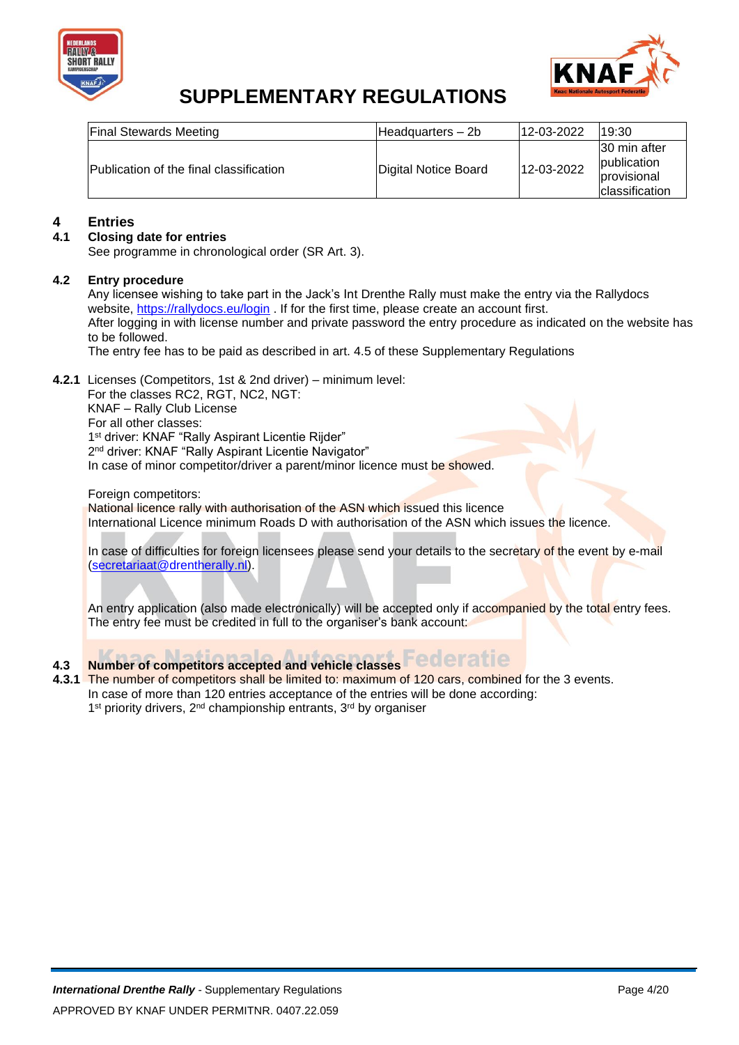| Final Stewards Meeting | Headquarters – 2b | 12-03-2022 | 19:30 |
|---|---|---|---|
| Publication of the final classification | Digital Notice Board | 12-03-2022 | 30 min after publication provisional classification |

## 4 Entries

### 4.1 Closing date for entries

See programme in chronological order (SR Art. 3).

### 4.2 Entry procedure

Any licensee wishing to take part in the Jack's Int Drenthe Rally must make the entry via the Rallydocs website, https://rallydocs.eu/login . If for the first time, please create an account first.
After logging in with license number and private password the entry procedure as indicated on the website has to be followed.
The entry fee has to be paid as described in art. 4.5 of these Supplementary Regulations

**4.2.1** Licenses (Competitors, 1st & 2nd driver) – minimum level:
For the classes RC2, RGT, NC2, NGT:
KNAF – Rally Club License
For all other classes:
1st driver: KNAF "Rally Aspirant Licentie Rijder"
2nd driver: KNAF "Rally Aspirant Licentie Navigator"
In case of minor competitor/driver a parent/minor licence must be showed.

Foreign competitors:
National licence rally with authorisation of the ASN which issued this licence
International Licence minimum Roads D with authorisation of the ASN which issues the licence.

In case of difficulties for foreign licensees please send your details to the secretary of the event by e-mail (secretariaat@drentherally.nl).

An entry application (also made electronically) will be accepted only if accompanied by the total entry fees.
The entry fee must be credited in full to the organiser's bank account:

### 4.3 Number of competitors accepted and vehicle classes

**4.3.1** The number of competitors shall be limited to: maximum of 120 cars, combined for the 3 events.
In case of more than 120 entries acceptance of the entries will be done according:
1st priority drivers, 2nd championship entrants, 3rd by organiser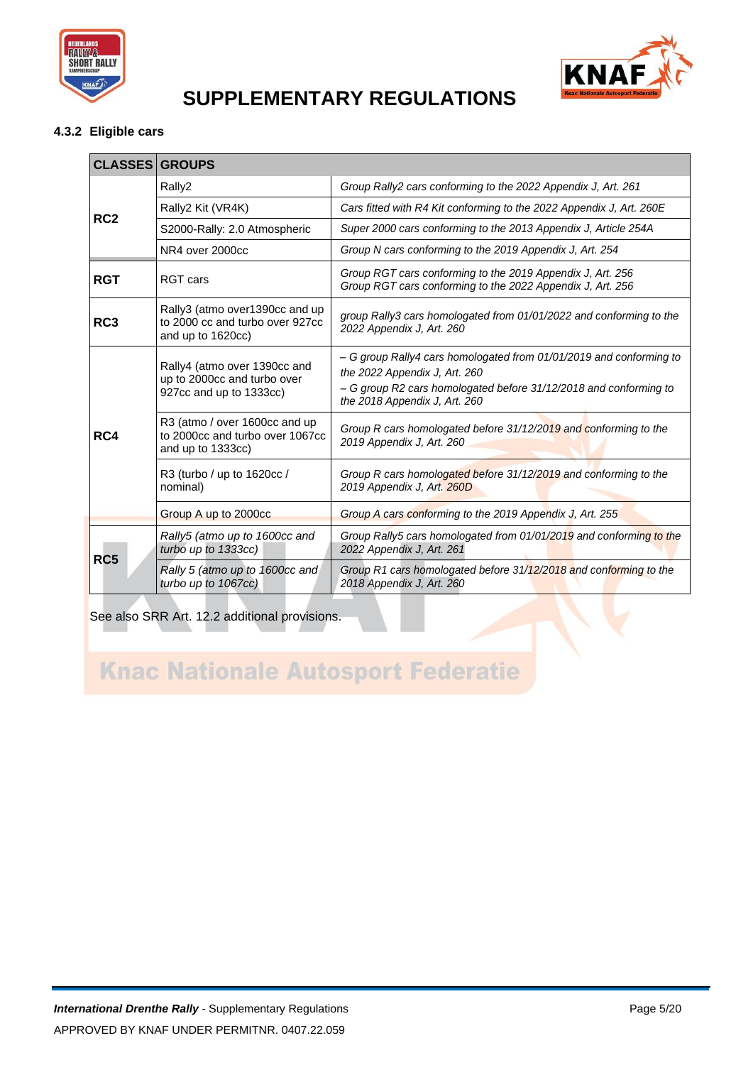# SUPPLEMENTARY REGULATIONS

### 4.3.2 Eligible cars

| CLASSES | GROUPS | |
|---|---|---|
| RC2 | Rally2 | *Group Rally2 cars conforming to the 2022 Appendix J, Art. 261* |
| | Rally2 Kit (VR4K) | *Cars fitted with R4 Kit conforming to the 2022 Appendix J, Art. 260E* |
| | S2000-Rally: 2.0 Atmospheric | *Super 2000 cars conforming to the 2013 Appendix J, Article 254A* |
| | NR4 over 2000cc | *Group N cars conforming to the 2019 Appendix J, Art. 254* |
| RGT | RGT cars | *Group RGT cars conforming to the 2019 Appendix J, Art. 256*<br>*Group RGT cars conforming to the 2022 Appendix J, Art. 256* |
| RC3 | Rally3 (atmo over1390cc and up to 2000 cc and turbo over 927cc and up to 1620cc) | *group Rally3 cars homologated from 01/01/2022 and conforming to the 2022 Appendix J, Art. 260* |
| RC4 | Rally4 (atmo over 1390cc and up to 2000cc and turbo over 927cc and up to 1333cc) | *– G group Rally4 cars homologated from 01/01/2019 and conforming to the 2022 Appendix J, Art. 260*<br>*– G group R2 cars homologated before 31/12/2018 and conforming to the 2018 Appendix J, Art. 260* |
| | R3 (atmo / over 1600cc and up to 2000cc and turbo over 1067cc and up to 1333cc) | *Group R cars homologated before 31/12/2019 and conforming to the 2019 Appendix J, Art. 260* |
| | R3 (turbo / up to 1620cc / nominal) | *Group R cars homologated before 31/12/2019 and conforming to the 2019 Appendix J, Art. 260D* |
| | Group A up to 2000cc | *Group A cars conforming to the 2019 Appendix J, Art. 255* |
| RC5 | *Rally5 (atmo up to 1600cc and turbo up to 1333cc)* | *Group Rally5 cars homologated from 01/01/2019 and conforming to the 2022 Appendix J, Art. 261* |
| | *Rally 5 (atmo up to 1600cc and turbo up to 1067cc)* | *Group R1 cars homologated before 31/12/2018 and conforming to the 2018 Appendix J, Art. 260* |

See also SRR Art. 12.2 additional provisions.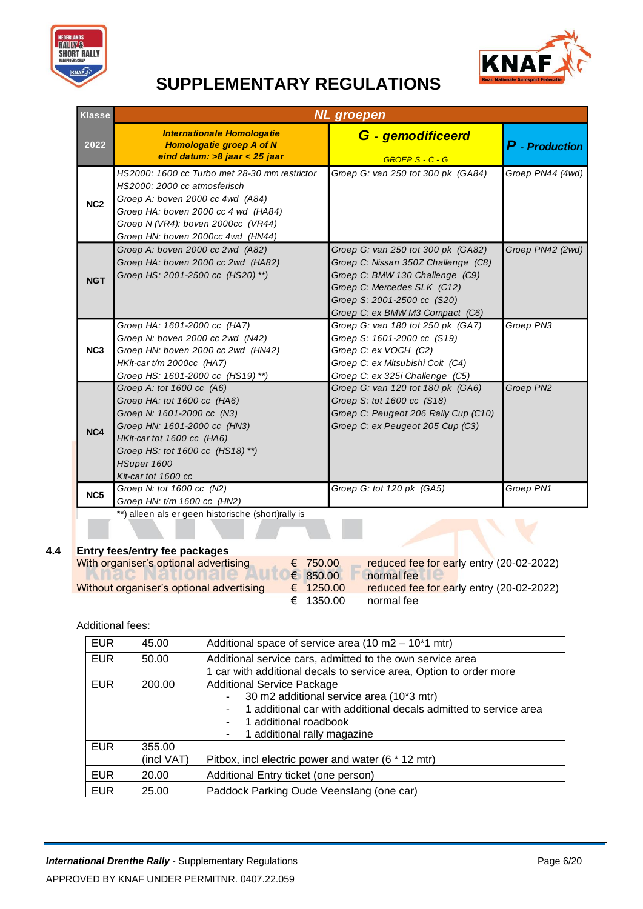# SUPPLEMENTARY REGULATIONS

| Klasse | NL groepen | | |
|---|---|---|---|
| 2022 | ***Internationale Homologatie Homologatie groep A of N eind datum: >8 jaar < 25 jaar*** | ***G - gemodificeerd*** *GROEP S - C - G* | ***P - Production*** |
| **NC2** | *HS2000: 1600 cc Turbo met 28-30 mm restrictor*<br>*HS2000: 2000 cc atmosferisch*<br>*Groep A: boven 2000 cc 4wd (A84)*<br>*Groep HA: boven 2000 cc 4 wd (HA84)*<br>*Groep N (VR4): boven 2000cc (VR44)*<br>*Groep HN: boven 2000cc 4wd (HN44)* | *Groep G: van 250 tot 300 pk (GA84)* | *Groep PN44 (4wd)* |
| **NGT** | *Groep A: boven 2000 cc 2wd (A82)*<br>*Groep HA: boven 2000 cc 2wd (HA82)*<br>*Groep HS: 2001-2500 cc (HS20) \*\*)* | *Groep G: van 250 tot 300 pk (GA82)*<br>*Groep C: Nissan 350Z Challenge (C8)*<br>*Groep C: BMW 130 Challenge (C9)*<br>*Groep C: Mercedes SLK (C12)*<br>*Groep S: 2001-2500 cc (S20)*<br>*Groep C: ex BMW M3 Compact (C6)* | *Groep PN42 (2wd)* |
| **NC3** | *Groep HA: 1601-2000 cc (HA7)*<br>*Groep N: boven 2000 cc 2wd (N42)*<br>*Groep HN: boven 2000 cc 2wd (HN42)*<br>*HKit-car t/m 2000cc (HA7)*<br>*Groep HS: 1601-2000 cc (HS19) \*\*)* | *Groep G: van 180 tot 250 pk (GA7)*<br>*Groep S: 1601-2000 cc (S19)*<br>*Groep C: ex VOCH (C2)*<br>*Groep C: ex Mitsubishi Colt (C4)*<br>*Groep C: ex 325i Challenge (C5)* | *Groep PN3* |
| **NC4** | *Groep A: tot 1600 cc (A6)*<br>*Groep HA: tot 1600 cc (HA6)*<br>*Groep N: 1601-2000 cc (N3)*<br>*Groep HN: 1601-2000 cc (HN3)*<br>*HKit-car tot 1600 cc (HA6)*<br>*Groep HS: tot 1600 cc (HS18) \*\*)*<br>*HSuper 1600*<br>*Kit-car tot 1600 cc* | *Groep G: van 120 tot 180 pk (GA6)*<br>*Groep S: tot 1600 cc (S18)*<br>*Groep C: Peugeot 206 Rally Cup (C10)*<br>*Groep C: ex Peugeot 205 Cup (C3)* | *Groep PN2* |
| **NC5** | *Groep N: tot 1600 cc (N2)*<br>*Groep HN: t/m 1600 cc (HN2)* | *Groep G: tot 120 pk (GA5)* | *Groep PN1* |

**) alleen als er geen historische (short)rally is

## 4.4 Entry fees/entry fee packages

| | | |
|---|---|---|
| With organiser's optional advertising | € 750.00 | reduced fee for early entry (20-02-2022) |
| | € 850.00 | normal fee |
| Without organiser's optional advertising | € 1250.00 | reduced fee for early entry (20-02-2022) |
| | € 1350.00 | normal fee |

Additional fees:

| | | |
|---|---|---|
| EUR | 45.00 | Additional space of service area (10 m2 – 10*1 mtr) |
| EUR | 50.00 | Additional service cars, admitted to the own service area<br>1 car with additional decals to service area, Option to order more |
| EUR | 200.00 | Additional Service Package<br>- 30 m2 additional service area (10*3 mtr)<br>- 1 additional car with additional decals admitted to service area<br>- 1 additional roadbook<br>- 1 additional rally magazine |
| EUR | 355.00 (incl VAT) | Pitbox, incl electric power and water (6 * 12 mtr) |
| EUR | 20.00 | Additional Entry ticket (one person) |
| EUR | 25.00 | Paddock Parking Oude Veenslang (one car) |

APPROVED BY KNAF UNDER PERMITNR. 0407.22.059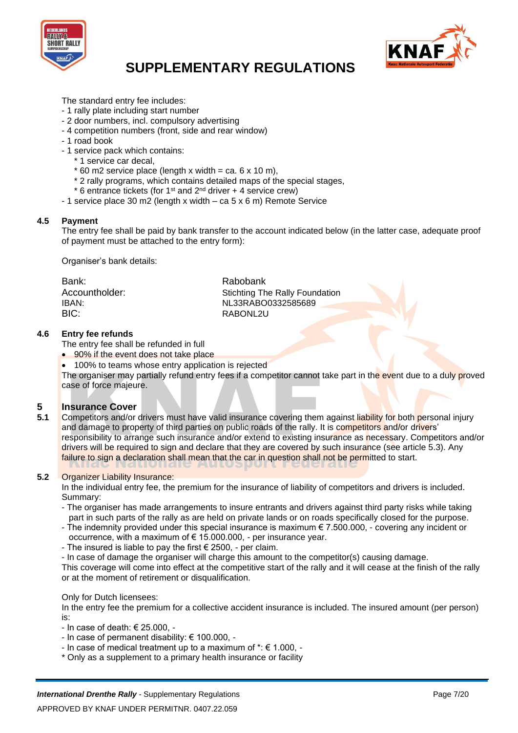The standard entry fee includes:
- 1 rally plate including start number
- 2 door numbers, incl. compulsory advertising
- 4 competition numbers (front, side and rear window)
- 1 road book
- 1 service pack which contains:
  * 1 service car decal,
  * 60 m2 service place (length x width = ca. 6 x 10 m),
  * 2 rally programs, which contains detailed maps of the special stages,
  * 6 entrance tickets (for 1st and 2nd driver + 4 service crew)
- 1 service place 30 m2 (length x width – ca 5 x 6 m) Remote Service

### 4.5 Payment

The entry fee shall be paid by bank transfer to the account indicated below (in the latter case, adequate proof of payment must be attached to the entry form):

Organiser's bank details:

| | |
|---|---|
| Bank: | Rabobank |
| Accountholder: | Stichting The Rally Foundation |
| IBAN: | NL33RABO0332585689 |
| BIC: | RABONL2U |

### 4.6 Entry fee refunds

The entry fee shall be refunded in full

- 90% if the event does not take place
- 100% to teams whose entry application is rejected

The organiser may partially refund entry fees if a competitor cannot take part in the event due to a duly proved case of force majeure.

## 5 Insurance Cover

**5.1** Competitors and/or drivers must have valid insurance covering them against liability for both personal injury and damage to property of third parties on public roads of the rally. It is competitors and/or drivers' responsibility to arrange such insurance and/or extend to existing insurance as necessary. Competitors and/or drivers will be required to sign and declare that they are covered by such insurance (see article 5.3). Any failure to sign a declaration shall mean that the car in question shall not be permitted to start.

**5.2** Organizer Liability Insurance:

In the individual entry fee, the premium for the insurance of liability of competitors and drivers is included.
Summary:

- The organiser has made arrangements to insure entrants and drivers against third party risks while taking part in such parts of the rally as are held on private lands or on roads specifically closed for the purpose.
- The indemnity provided under this special insurance is maximum € 7.500.000, - covering any incident or occurrence, with a maximum of € 15.000.000, - per insurance year.
- The insured is liable to pay the first € 2500, - per claim.
- In case of damage the organiser will charge this amount to the competitor(s) causing damage.

This coverage will come into effect at the competitive start of the rally and it will cease at the finish of the rally or at the moment of retirement or disqualification.

Only for Dutch licensees:
In the entry fee the premium for a collective accident insurance is included. The insured amount (per person) is:

- In case of death: € 25.000, -
- In case of permanent disability: € 100.000, -
- In case of medical treatment up to a maximum of *: € 1.000, -

* Only as a supplement to a primary health insurance or facility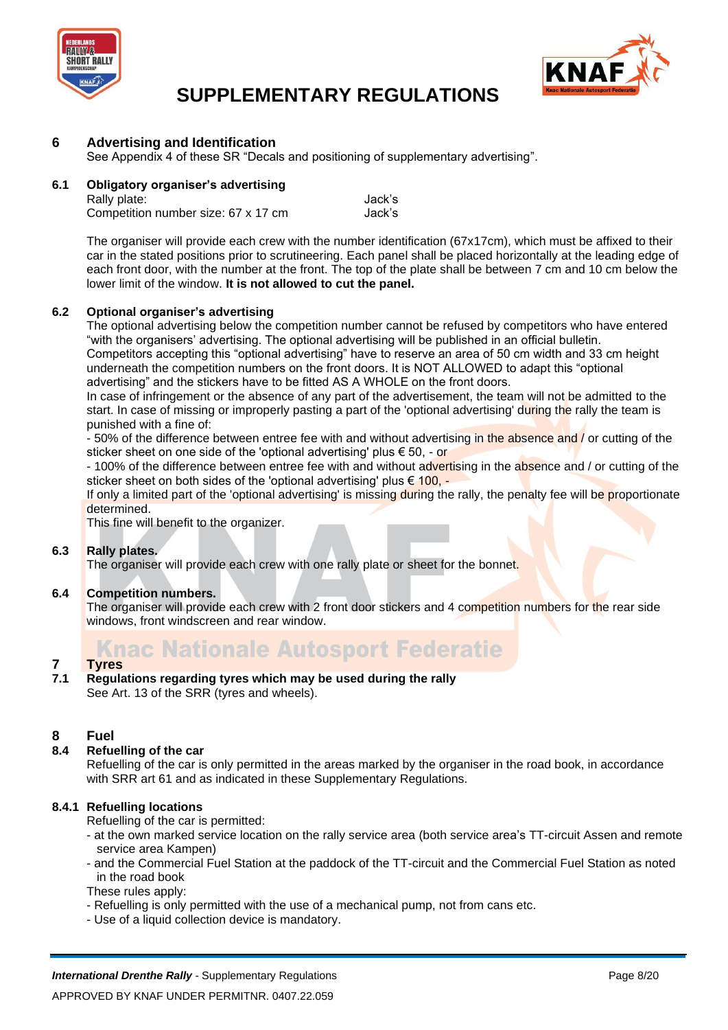# SUPPLEMENTARY REGULATIONS

## 6 Advertising and Identification

See Appendix 4 of these SR “Decals and positioning of supplementary advertising”.

### 6.1 Obligatory organiser’s advertising

| | |
|---|---|
| Rally plate: | Jack’s |
| Competition number size: 67 x 17 cm | Jack’s |

The organiser will provide each crew with the number identification (67x17cm), which must be affixed to their car in the stated positions prior to scrutineering. Each panel shall be placed horizontally at the leading edge of each front door, with the number at the front. The top of the plate shall be between 7 cm and 10 cm below the lower limit of the window. **It is not allowed to cut the panel.**

### 6.2 Optional organiser’s advertising

The optional advertising below the competition number cannot be refused by competitors who have entered “with the organisers’ advertising. The optional advertising will be published in an official bulletin.
Competitors accepting this “optional advertising” have to reserve an area of 50 cm width and 33 cm height underneath the competition numbers on the front doors. It is NOT ALLOWED to adapt this “optional advertising” and the stickers have to be fitted AS A WHOLE on the front doors.
In case of infringement or the absence of any part of the advertisement, the team will not be admitted to the start. In case of missing or improperly pasting a part of the 'optional advertising' during the rally the team is punished with a fine of:
- 50% of the difference between entree fee with and without advertising in the absence and / or cutting of the sticker sheet on one side of the 'optional advertising' plus € 50, - or
- 100% of the difference between entree fee with and without advertising in the absence and / or cutting of the sticker sheet on both sides of the 'optional advertising' plus € 100, -
If only a limited part of the 'optional advertising' is missing during the rally, the penalty fee will be proportionate determined.
This fine will benefit to the organizer.

### 6.3 Rally plates.

The organiser will provide each crew with one rally plate or sheet for the bonnet.

### 6.4 Competition numbers.

The organiser will provide each crew with 2 front door stickers and 4 competition numbers for the rear side windows, front windscreen and rear window.

## 7 Tyres

### 7.1 Regulations regarding tyres which may be used during the rally

See Art. 13 of the SRR (tyres and wheels).

## 8 Fuel

### 8.4 Refuelling of the car

Refuelling of the car is only permitted in the areas marked by the organiser in the road book, in accordance with SRR art 61 and as indicated in these Supplementary Regulations.

#### 8.4.1 Refuelling locations

Refuelling of the car is permitted:
- at the own marked service location on the rally service area (both service area’s TT-circuit Assen and remote service area Kampen)
- and the Commercial Fuel Station at the paddock of the TT-circuit and the Commercial Fuel Station as noted in the road book

These rules apply:
- Refuelling is only permitted with the use of a mechanical pump, not from cans etc.
- Use of a liquid collection device is mandatory.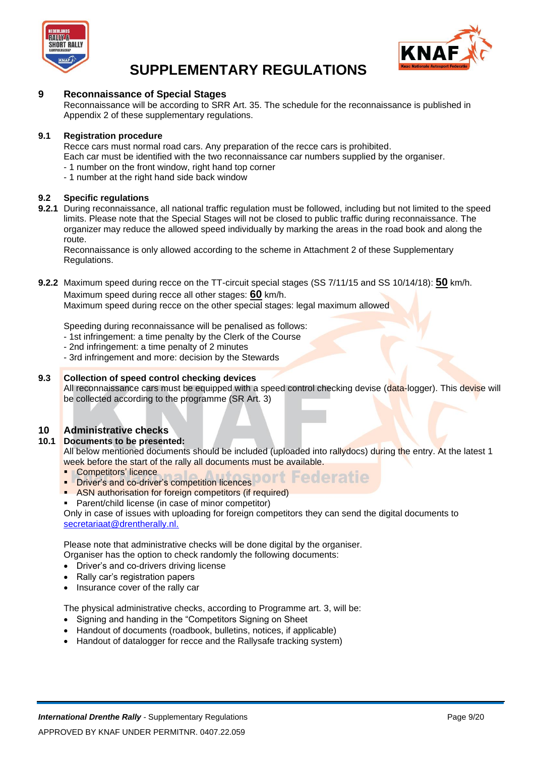# SUPPLEMENTARY REGULATIONS

## 9 Reconnaissance of Special Stages

Reconnaissance will be according to SRR Art. 35. The schedule for the reconnaissance is published in Appendix 2 of these supplementary regulations.

### 9.1 Registration procedure

Recce cars must normal road cars. Any preparation of the recce cars is prohibited.
Each car must be identified with the two reconnaissance car numbers supplied by the organiser.
- 1 number on the front window, right hand top corner
- 1 number at the right hand side back window

### 9.2 Specific regulations

**9.2.1** During reconnaissance, all national traffic regulation must be followed, including but not limited to the speed limits. Please note that the Special Stages will not be closed to public traffic during reconnaissance. The organizer may reduce the allowed speed individually by marking the areas in the road book and along the route.
Reconnaissance is only allowed according to the scheme in Attachment 2 of these Supplementary Regulations.

**9.2.2** Maximum speed during recce on the TT-circuit special stages (SS 7/11/15 and SS 10/14/18): **50** km/h.
Maximum speed during recce all other stages: **60** km/h.
Maximum speed during recce on the other special stages: legal maximum allowed

Speeding during reconnaissance will be penalised as follows:
- 1st infringement: a time penalty by the Clerk of the Course
- 2nd infringement: a time penalty of 2 minutes
- 3rd infringement and more: decision by the Stewards

### 9.3 Collection of speed control checking devices

All reconnaissance cars must be equipped with a speed control checking devise (data-logger). This devise will be collected according to the programme (SR Art. 3)

## 10 Administrative checks

### 10.1 Documents to be presented:

All below mentioned documents should be included (uploaded into rallydocs) during the entry. At the latest 1 week before the start of the rally all documents must be available.

- Competitors' licence
- Driver's and co-driver's competition licences
- ASN authorisation for foreign competitors (if required)
- Parent/child license (in case of minor competitor)

Only in case of issues with uploading for foreign competitors they can send the digital documents to secretariaat@drentherally.nl.

Please note that administrative checks will be done digital by the organiser.
Organiser has the option to check randomly the following documents:

- Driver's and co-drivers driving license
- Rally car's registration papers
- Insurance cover of the rally car

The physical administrative checks, according to Programme art. 3, will be:

- Signing and handing in the "Competitors Signing on Sheet
- Handout of documents (roadbook, bulletins, notices, if applicable)
- Handout of datalogger for recce and the Rallysafe tracking system)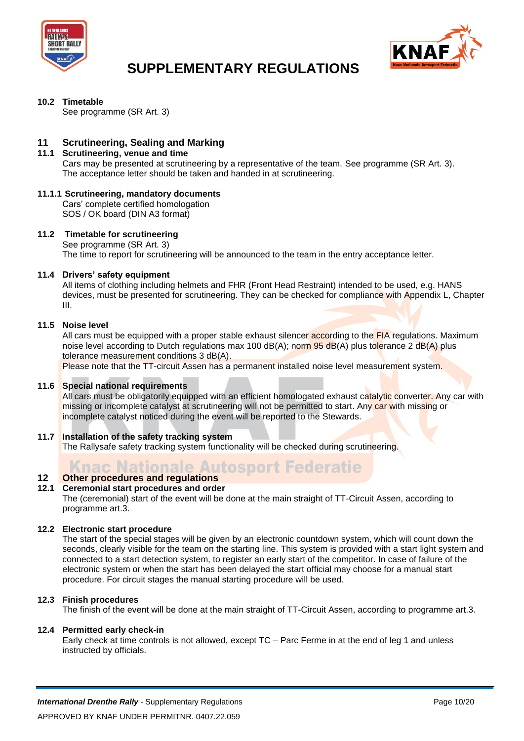### 10.2 Timetable

See programme (SR Art. 3)

## 11 Scrutineering, Sealing and Marking

### 11.1 Scrutineering, venue and time

Cars may be presented at scrutineering by a representative of the team. See programme (SR Art. 3). The acceptance letter should be taken and handed in at scrutineering.

#### 11.1.1 Scrutineering, mandatory documents

Cars' complete certified homologation
SOS / OK board (DIN A3 format)

### 11.2 Timetable for scrutineering

See programme (SR Art. 3)
The time to report for scrutineering will be announced to the team in the entry acceptance letter.

### 11.4 Drivers' safety equipment

All items of clothing including helmets and FHR (Front Head Restraint) intended to be used, e.g. HANS devices, must be presented for scrutineering. They can be checked for compliance with Appendix L, Chapter III.

### 11.5 Noise level

All cars must be equipped with a proper stable exhaust silencer according to the FIA regulations. Maximum noise level according to Dutch regulations max 100 dB(A); norm 95 dB(A) plus tolerance 2 dB(A) plus tolerance measurement conditions 3 dB(A).
Please note that the TT-circuit Assen has a permanent installed noise level measurement system.

### 11.6 Special national requirements

All cars must be obligatorily equipped with an efficient homologated exhaust catalytic converter. Any car with missing or incomplete catalyst at scrutineering will not be permitted to start. Any car with missing or incomplete catalyst noticed during the event will be reported to the Stewards.

### 11.7 Installation of the safety tracking system

The Rallysafe safety tracking system functionality will be checked during scrutineering.

## 12 Other procedures and regulations

### 12.1 Ceremonial start procedures and order

The (ceremonial) start of the event will be done at the main straight of TT-Circuit Assen, according to programme art.3.

### 12.2 Electronic start procedure

The start of the special stages will be given by an electronic countdown system, which will count down the seconds, clearly visible for the team on the starting line. This system is provided with a start light system and connected to a start detection system, to register an early start of the competitor. In case of failure of the electronic system or when the start has been delayed the start official may choose for a manual start procedure. For circuit stages the manual starting procedure will be used.

### 12.3 Finish procedures

The finish of the event will be done at the main straight of TT-Circuit Assen, according to programme art.3.

### 12.4 Permitted early check-in

Early check at time controls is not allowed, except TC – Parc Ferme in at the end of leg 1 and unless instructed by officials.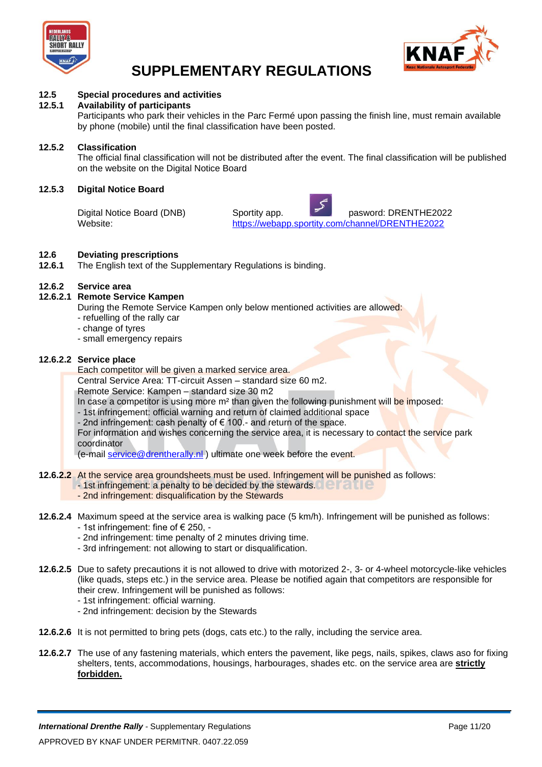# SUPPLEMENTARY REGULATIONS

**12.5 Special procedures and activities**

**12.5.1 Availability of participants**

Participants who park their vehicles in the Parc Fermé upon passing the finish line, must remain available by phone (mobile) until the final classification have been posted.

**12.5.2 Classification**

The official final classification will not be distributed after the event. The final classification will be published on the website on the Digital Notice Board

**12.5.3 Digital Notice Board**

| | | |
|---|---|---|
| Digital Notice Board (DNB) | Sportity app. | pasword: DRENTHE2022 |
| Website: | https://webapp.sportity.com/channel/DRENTHE2022 | |

**12.6 Deviating prescriptions**

**12.6.1** The English text of the Supplementary Regulations is binding.

**12.6.2 Service area**

**12.6.2.1 Remote Service Kampen**

During the Remote Service Kampen only below mentioned activities are allowed:
- refuelling of the rally car
- change of tyres
- small emergency repairs

**12.6.2.2 Service place**

Each competitor will be given a marked service area.
Central Service Area: TT-circuit Assen – standard size 60 m2.
Remote Service: Kampen – standard size 30 m2
In case a competitor is using more m² than given the following punishment will be imposed:
- 1st infringement: official warning and return of claimed additional space
- 2nd infringement: cash penalty of € 100.- and return of the space.

For information and wishes concerning the service area, it is necessary to contact the service park coordinator
(e-mail service@drentherally.nl ) ultimate one week before the event.

**12.6.2.2** At the service area groundsheets must be used. Infringement will be punished as follows:
- 1st infringement: a penalty to be decided by the stewards.
- 2nd infringement: disqualification by the Stewards

**12.6.2.4** Maximum speed at the service area is walking pace (5 km/h). Infringement will be punished as follows:
- 1st infringement: fine of € 250, -
- 2nd infringement: time penalty of 2 minutes driving time.
- 3rd infringement: not allowing to start or disqualification.

**12.6.2.5** Due to safety precautions it is not allowed to drive with motorized 2-, 3- or 4-wheel motorcycle-like vehicles (like quads, steps etc.) in the service area. Please be notified again that competitors are responsible for their crew. Infringement will be punished as follows:
- 1st infringement: official warning.
- 2nd infringement: decision by the Stewards

**12.6.2.6** It is not permitted to bring pets (dogs, cats etc.) to the rally, including the service area.

**12.6.2.7** The use of any fastening materials, which enters the pavement, like pegs, nails, spikes, claws aso for fixing shelters, tents, accommodations, housings, harbourages, shades etc. on the service area are **strictly forbidden.**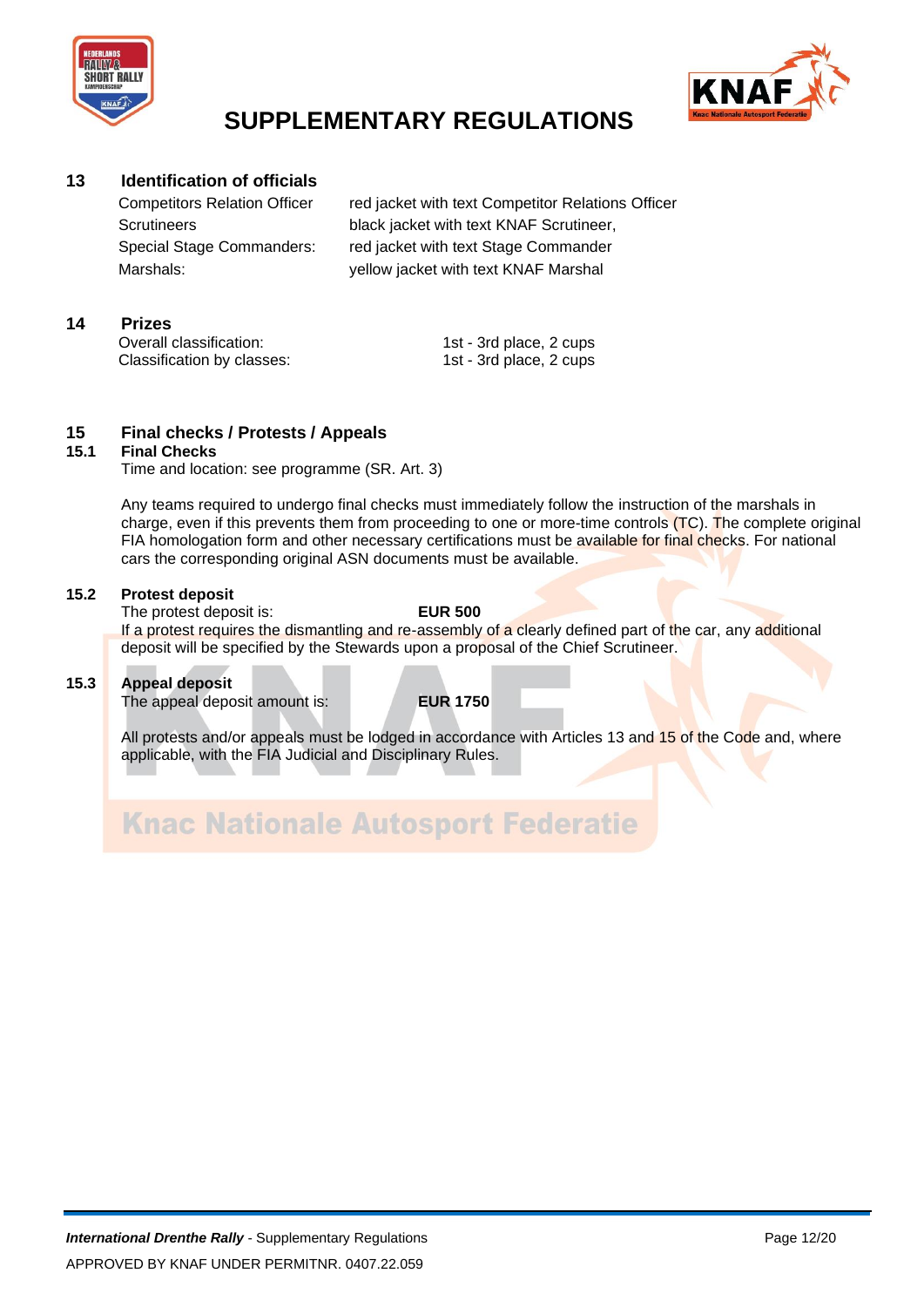## 13 Identification of officials

| | |
|---|---|
| Competitors Relation Officer | red jacket with text Competitor Relations Officer |
| Scrutineers | black jacket with text KNAF Scrutineer, |
| Special Stage Commanders: | red jacket with text Stage Commander |
| Marshals: | yellow jacket with text KNAF Marshal |

## 14 Prizes

| | |
|---|---|
| Overall classification: | 1st - 3rd place, 2 cups |
| Classification by classes: | 1st - 3rd place, 2 cups |

## 15 Final checks / Protests / Appeals

### 15.1 Final Checks

Time and location: see programme (SR. Art. 3)

Any teams required to undergo final checks must immediately follow the instruction of the marshals in charge, even if this prevents them from proceeding to one or more-time controls (TC). The complete original FIA homologation form and other necessary certifications must be available for final checks. For national cars the corresponding original ASN documents must be available.

### 15.2 Protest deposit

The protest deposit is: **EUR 500**

If a protest requires the dismantling and re-assembly of a clearly defined part of the car, any additional deposit will be specified by the Stewards upon a proposal of the Chief Scrutineer.

### 15.3 Appeal deposit

The appeal deposit amount is: **EUR 1750**

All protests and/or appeals must be lodged in accordance with Articles 13 and 15 of the Code and, where applicable, with the FIA Judicial and Disciplinary Rules.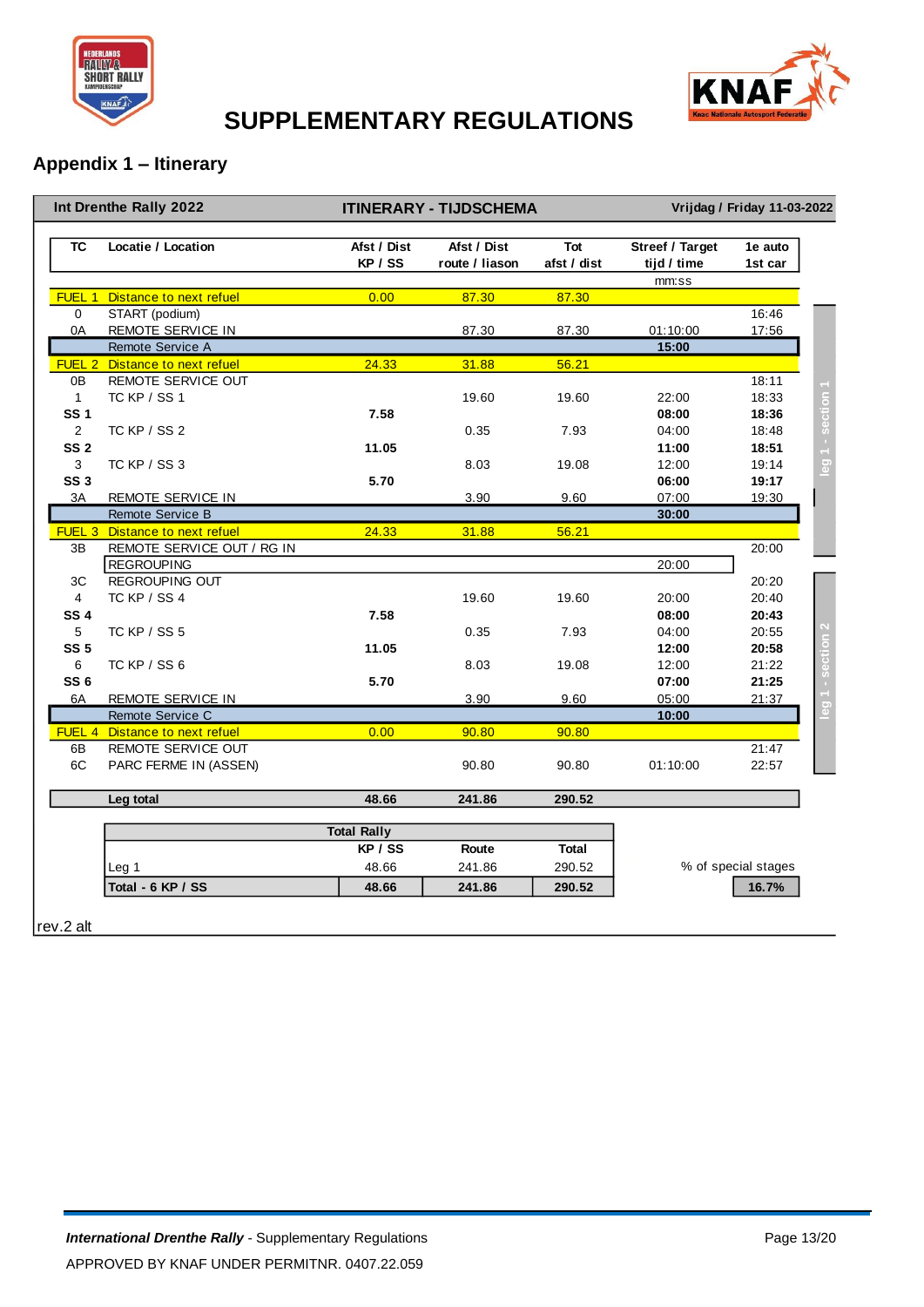# SUPPLEMENTARY REGULATIONS

## Appendix 1 – Itinerary

**Int Drenthe Rally 2022** — **ITINERARY - TIJDSCHEMA** — **Vrijdag / Friday 11-03-2022**

| TC | Locatie / Location | Afst / Dist KP / SS | Afst / Dist route / liason | Tot afst / dist | Streef / Target tijd / time mm:ss | 1e auto 1st car |
|---|---|---|---|---|---|---|
| FUEL 1 | Distance to next refuel | 0.00 | 87.30 | 87.30 | | |
| 0 | START (podium) | | | | | 16:46 |
| 0A | REMOTE SERVICE IN | | 87.30 | 87.30 | 01:10:00 | 17:56 |
| | Remote Service A | | | | **15:00** | |
| FUEL 2 | Distance to next refuel | 24.33 | 31.88 | 56.21 | | |
| 0B | REMOTE SERVICE OUT | | | | | 18:11 |
| 1 | TC KP / SS 1 | | 19.60 | 19.60 | 22:00 | 18:33 |
| **SS 1** | | **7.58** | | | **08:00** | **18:36** |
| 2 | TC KP / SS 2 | | 0.35 | 7.93 | 04:00 | 18:48 |
| **SS 2** | | **11.05** | | | **11:00** | **18:51** |
| 3 | TC KP / SS 3 | | 8.03 | 19.08 | 12:00 | 19:14 |
| **SS 3** | | **5.70** | | | **06:00** | **19:17** |
| 3A | REMOTE SERVICE IN | | 3.90 | 9.60 | 07:00 | 19:30 |
| | Remote Service B | | | | **30:00** | |
| FUEL 3 | Distance to next refuel | 24.33 | 31.88 | 56.21 | | |
| 3B | REMOTE SERVICE OUT / RG IN | | | | | 20:00 |
| | REGROUPING | | | | 20:00 | |
| 3C | REGROUPING OUT | | | | | 20:20 |
| 4 | TC KP / SS 4 | | 19.60 | 19.60 | 20:00 | 20:40 |
| **SS 4** | | **7.58** | | | **08:00** | **20:43** |
| 5 | TC KP / SS 5 | | 0.35 | 7.93 | 04:00 | 20:55 |
| **SS 5** | | **11.05** | | | **12:00** | **20:58** |
| 6 | TC KP / SS 6 | | 8.03 | 19.08 | 12:00 | 21:22 |
| **SS 6** | | **5.70** | | | **07:00** | **21:25** |
| 6A | REMOTE SERVICE IN | | 3.90 | 9.60 | 05:00 | 21:37 |
| | Remote Service C | | | | **10:00** | |
| FUEL 4 | Distance to next refuel | 0.00 | 90.80 | 90.80 | | |
| 6B | REMOTE SERVICE OUT | | | | | 21:47 |
| 6C | PARC FERME IN (ASSEN) | | 90.80 | 90.80 | 01:10:00 | 22:57 |
| | **Leg total** | **48.66** | **241.86** | **290.52** | | |

leg 1 - section 1 (TC 0B – 3A); leg 1 - section 2 (TC 3B – 6C)

| Total Rally | KP / SS | Route | Total |
|---|---|---|---|
| Leg 1 | 48.66 | 241.86 | 290.52 |
| **Total - 6 KP / SS** | **48.66** | **241.86** | **290.52** |

% of special stages: **16.7%**

rev.2 alt

*International Drenthe Rally* - Supplementary Regulations

APPROVED BY KNAF UNDER PERMITNR. 0407.22.059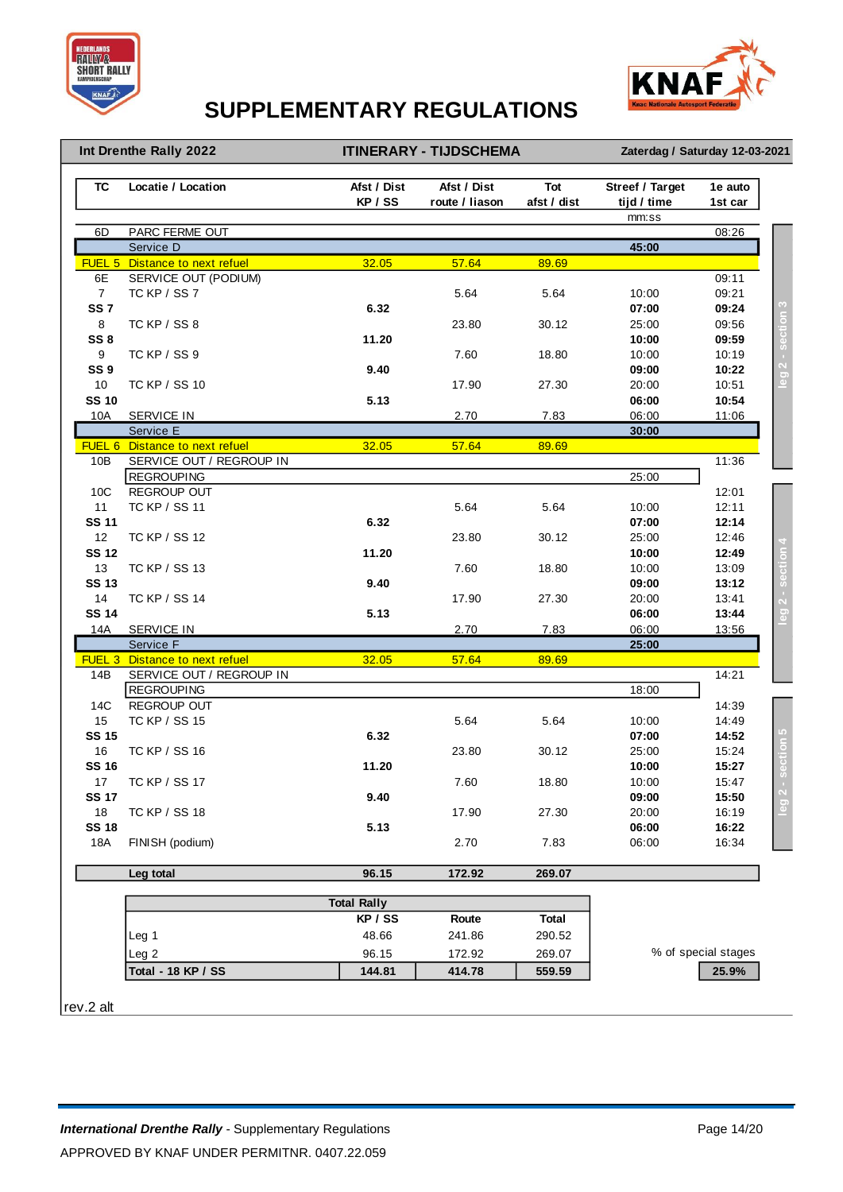# SUPPLEMENTARY REGULATIONS

**Int Drenthe Rally 2022** — **ITINERARY - TIJDSCHEMA** — **Zaterdag / Saturday 12-03-2021**

| TC | Locatie / Location | Afst / Dist KP / SS | Afst / Dist route / liason | Tot afst / dist | Streef / Target tijd / time mm:ss | 1e auto 1st car |
|---|---|---|---|---|---|---|
| 6D | PARC FERME OUT | | | | | 08:26 |
| | Service D | | | | **45:00** | |
| FUEL 5 | Distance to next refuel | 32.05 | 57.64 | 89.69 | | |
| 6E | SERVICE OUT (PODIUM) | | | | | 09:11 |
| 7 | TC KP / SS 7 | | 5.64 | 5.64 | 10:00 | 09:21 |
| **SS 7** | | **6.32** | | | **07:00** | **09:24** |
| 8 | TC KP / SS 8 | | 23.80 | 30.12 | 25:00 | 09:56 |
| **SS 8** | | **11.20** | | | **10:00** | **09:59** |
| 9 | TC KP / SS 9 | | 7.60 | 18.80 | 10:00 | 10:19 |
| **SS 9** | | **9.40** | | | **09:00** | **10:22** |
| 10 | TC KP / SS 10 | | 17.90 | 27.30 | 20:00 | 10:51 |
| **SS 10** | | **5.13** | | | **06:00** | **10:54** |
| 10A | SERVICE IN | | 2.70 | 7.83 | 06:00 | 11:06 |
| | Service E | | | | **30:00** | |
| FUEL 6 | Distance to next refuel | 32.05 | 57.64 | 89.69 | | |
| 10B | SERVICE OUT / REGROUP IN | | | | | 11:36 |
| | REGROUPING | | | | 25:00 | |
| 10C | REGROUP OUT | | | | | 12:01 |
| 11 | TC KP / SS 11 | | 5.64 | 5.64 | 10:00 | 12:11 |
| **SS 11** | | **6.32** | | | **07:00** | **12:14** |
| 12 | TC KP / SS 12 | | 23.80 | 30.12 | 25:00 | 12:46 |
| **SS 12** | | **11.20** | | | **10:00** | **12:49** |
| 13 | TC KP / SS 13 | | 7.60 | 18.80 | 10:00 | 13:09 |
| **SS 13** | | **9.40** | | | **09:00** | **13:12** |
| 14 | TC KP / SS 14 | | 17.90 | 27.30 | 20:00 | 13:41 |
| **SS 14** | | **5.13** | | | **06:00** | **13:44** |
| 14A | SERVICE IN | | 2.70 | 7.83 | 06:00 | 13:56 |
| | Service F | | | | **25:00** | |
| FUEL 3 | Distance to next refuel | 32.05 | 57.64 | 89.69 | | |
| 14B | SERVICE OUT / REGROUP IN | | | | | 14:21 |
| | REGROUPING | | | | 18:00 | |
| 14C | REGROUP OUT | | | | | 14:39 |
| 15 | TC KP / SS 15 | | 5.64 | 5.64 | 10:00 | 14:49 |
| **SS 15** | | **6.32** | | | **07:00** | **14:52** |
| 16 | TC KP / SS 16 | | 23.80 | 30.12 | 25:00 | 15:24 |
| **SS 16** | | **11.20** | | | **10:00** | **15:27** |
| 17 | TC KP / SS 17 | | 7.60 | 18.80 | 10:00 | 15:47 |
| **SS 17** | | **9.40** | | | **09:00** | **15:50** |
| 18 | TC KP / SS 18 | | 17.90 | 27.30 | 20:00 | 16:19 |
| **SS 18** | | **5.13** | | | **06:00** | **16:22** |
| 18A | FINISH (podium) | | 2.70 | 7.83 | 06:00 | 16:34 |
| | **Leg total** | **96.15** | **172.92** | **269.07** | | |

leg 2 - section 3 (TC 6D – 10A); leg 2 - section 4 (TC 10B – 14A); leg 2 - section 5 (TC 14B – 18A)

| Total Rally | KP / SS | Route | Total |
|---|---|---|---|
| Leg 1 | 48.66 | 241.86 | 290.52 |
| Leg 2 | 96.15 | 172.92 | 269.07 |
| **Total - 18 KP / SS** | **144.81** | **414.78** | **559.59** |

% of special stages: **25.9%**

rev.2 alt

*International Drenthe Rally* - Supplementary Regulations

APPROVED BY KNAF UNDER PERMITNR. 0407.22.059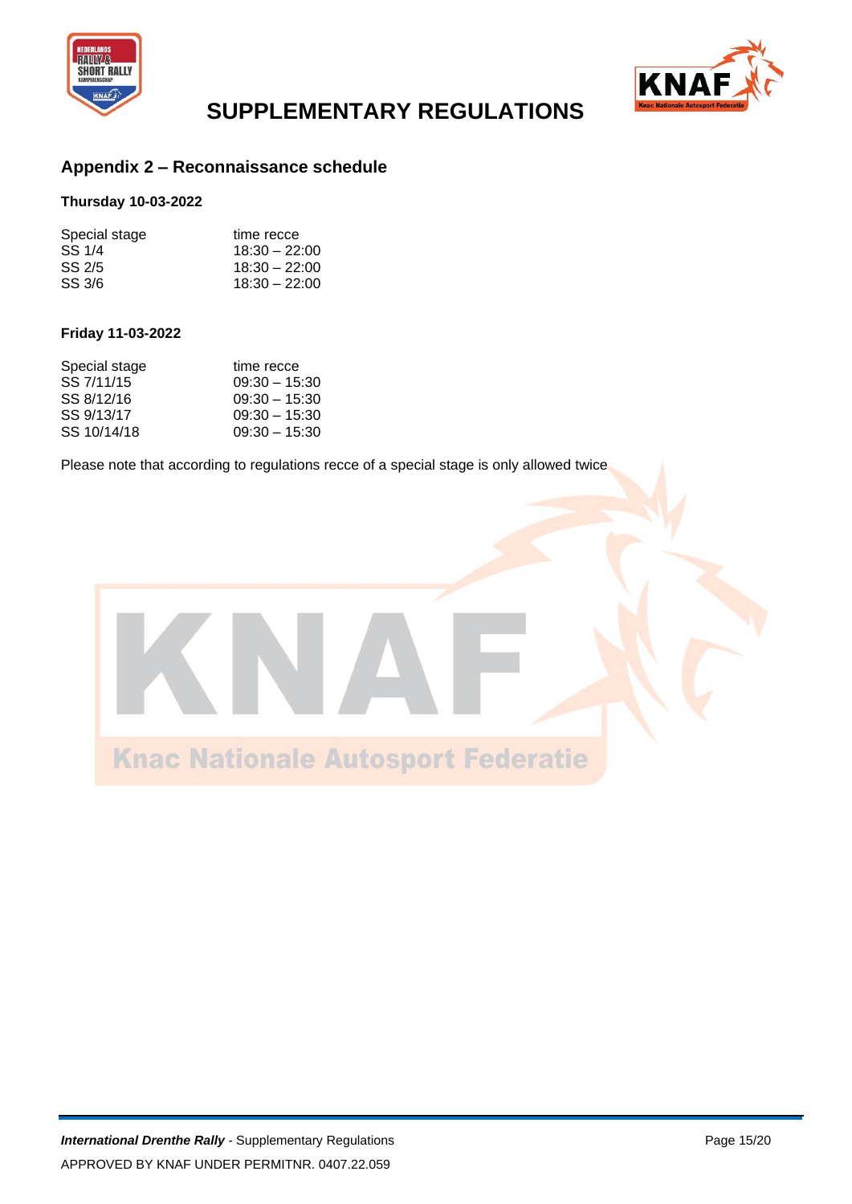## Appendix 2 – Reconnaissance schedule

**Thursday 10-03-2022**

| Special stage | time recce |
|---|---|
| SS 1/4 | 18:30 – 22:00 |
| SS 2/5 | 18:30 – 22:00 |
| SS 3/6 | 18:30 – 22:00 |

**Friday 11-03-2022**

| Special stage | time recce |
|---|---|
| SS 7/11/15 | 09:30 – 15:30 |
| SS 8/12/16 | 09:30 – 15:30 |
| SS 9/13/17 | 09:30 – 15:30 |
| SS 10/14/18 | 09:30 – 15:30 |

Please note that according to regulations recce of a special stage is only allowed twice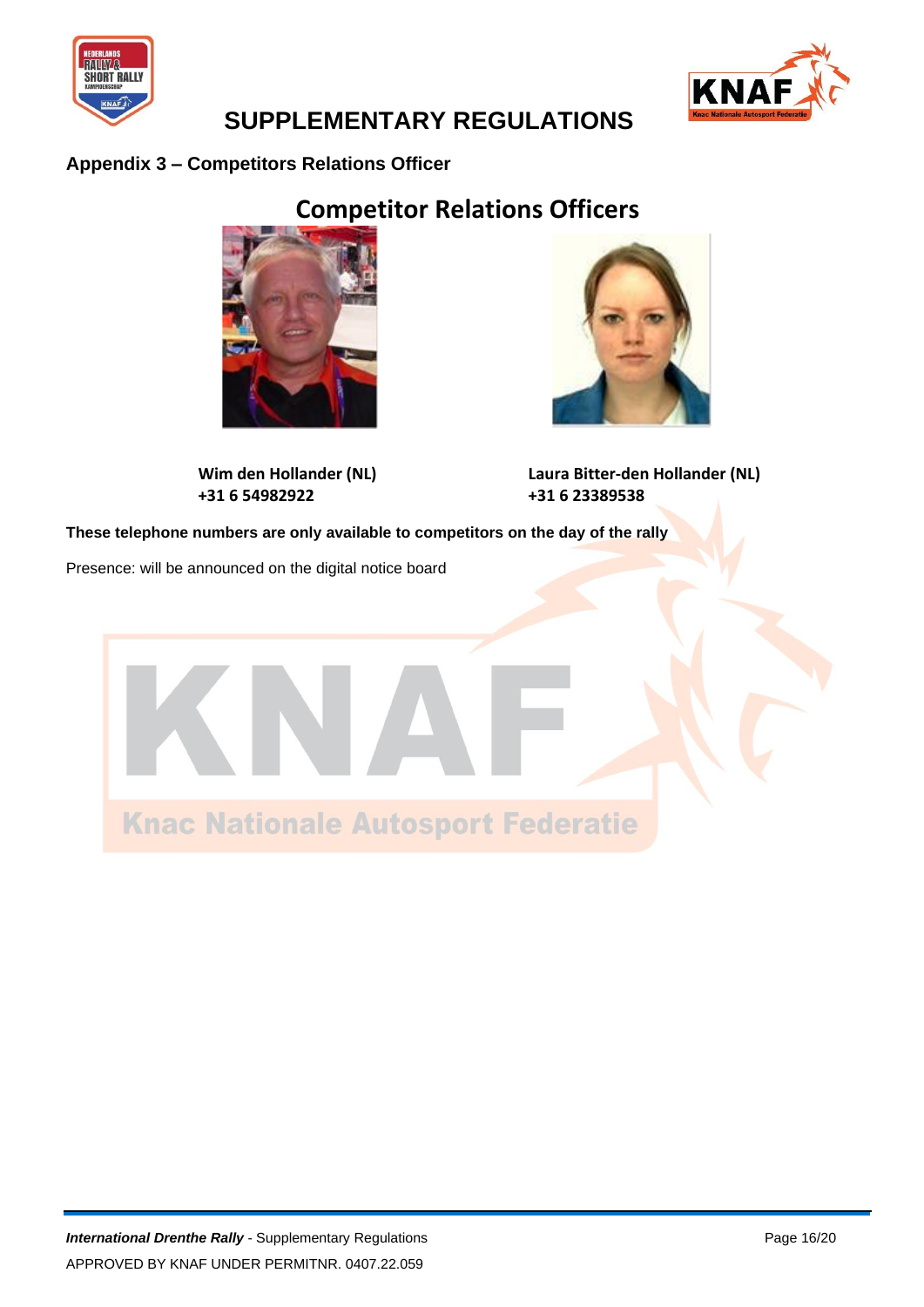# SUPPLEMENTARY REGULATIONS

## Appendix 3 – Competitors Relations Officer

## Competitor Relations Officers

**Wim den Hollander (NL)**
**+31 6 54982922**

**Laura Bitter-den Hollander (NL)**
**+31 6 23389538**

**These telephone numbers are only available to competitors on the day of the rally**

Presence: will be announced on the digital notice board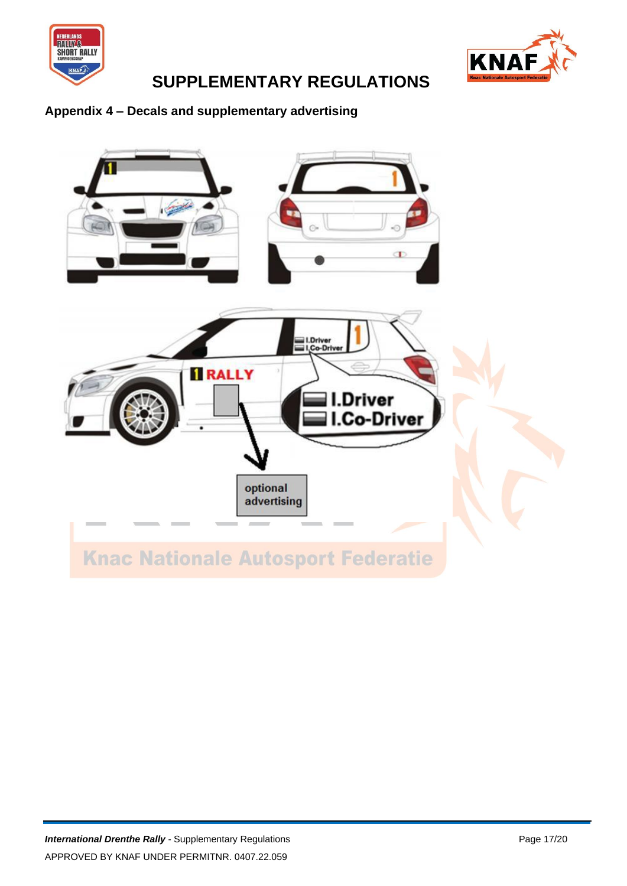# SUPPLEMENTARY REGULATIONS

## Appendix 4 – Decals and supplementary advertising

I.Driver
I.Co-Driver

RALLY

optional advertising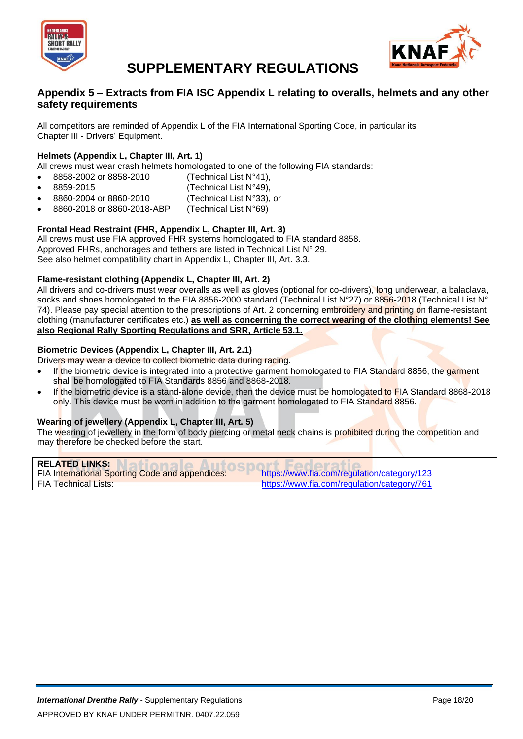# SUPPLEMENTARY REGULATIONS

## Appendix 5 – Extracts from FIA ISC Appendix L relating to overalls, helmets and any other safety requirements

All competitors are reminded of Appendix L of the FIA International Sporting Code, in particular its Chapter III - Drivers' Equipment.

**Helmets (Appendix L, Chapter III, Art. 1)**
All crews must wear crash helmets homologated to one of the following FIA standards:

- 8858-2002 or 8858-2010 (Technical List N°41),
- 8859-2015 (Technical List N°49),
- 8860-2004 or 8860-2010 (Technical List N°33), or
- 8860-2018 or 8860-2018-ABP (Technical List N°69)

**Frontal Head Restraint (FHR, Appendix L, Chapter III, Art. 3)**
All crews must use FIA approved FHR systems homologated to FIA standard 8858.
Approved FHRs, anchorages and tethers are listed in Technical List N° 29.
See also helmet compatibility chart in Appendix L, Chapter III, Art. 3.3.

**Flame-resistant clothing (Appendix L, Chapter III, Art. 2)**
All drivers and co-drivers must wear overalls as well as gloves (optional for co-drivers), long underwear, a balaclava, socks and shoes homologated to the FIA 8856-2000 standard (Technical List N°27) or 8856-2018 (Technical List N° 74). Please pay special attention to the prescriptions of Art. 2 concerning embroidery and printing on flame-resistant clothing (manufacturer certificates etc.) **as well as concerning the correct wearing of the clothing elements! See also Regional Rally Sporting Regulations and SRR, Article 53.1.**

**Biometric Devices (Appendix L, Chapter III, Art. 2.1)**
Drivers may wear a device to collect biometric data during racing.

- If the biometric device is integrated into a protective garment homologated to FIA Standard 8856, the garment shall be homologated to FIA Standards 8856 and 8868-2018.
- If the biometric device is a stand-alone device, then the device must be homologated to FIA Standard 8868-2018 only. This device must be worn in addition to the garment homologated to FIA Standard 8856.

**Wearing of jewellery (Appendix L, Chapter III, Art. 5)**
The wearing of jewellery in the form of body piercing or metal neck chains is prohibited during the competition and may therefore be checked before the start.

| **RELATED LINKS:** | |
|---|---|
| FIA International Sporting Code and appendices: | https://www.fia.com/regulation/category/123 |
| FIA Technical Lists: | https://www.fia.com/regulation/category/761 |

APPROVED BY KNAF UNDER PERMITNR. 0407.22.059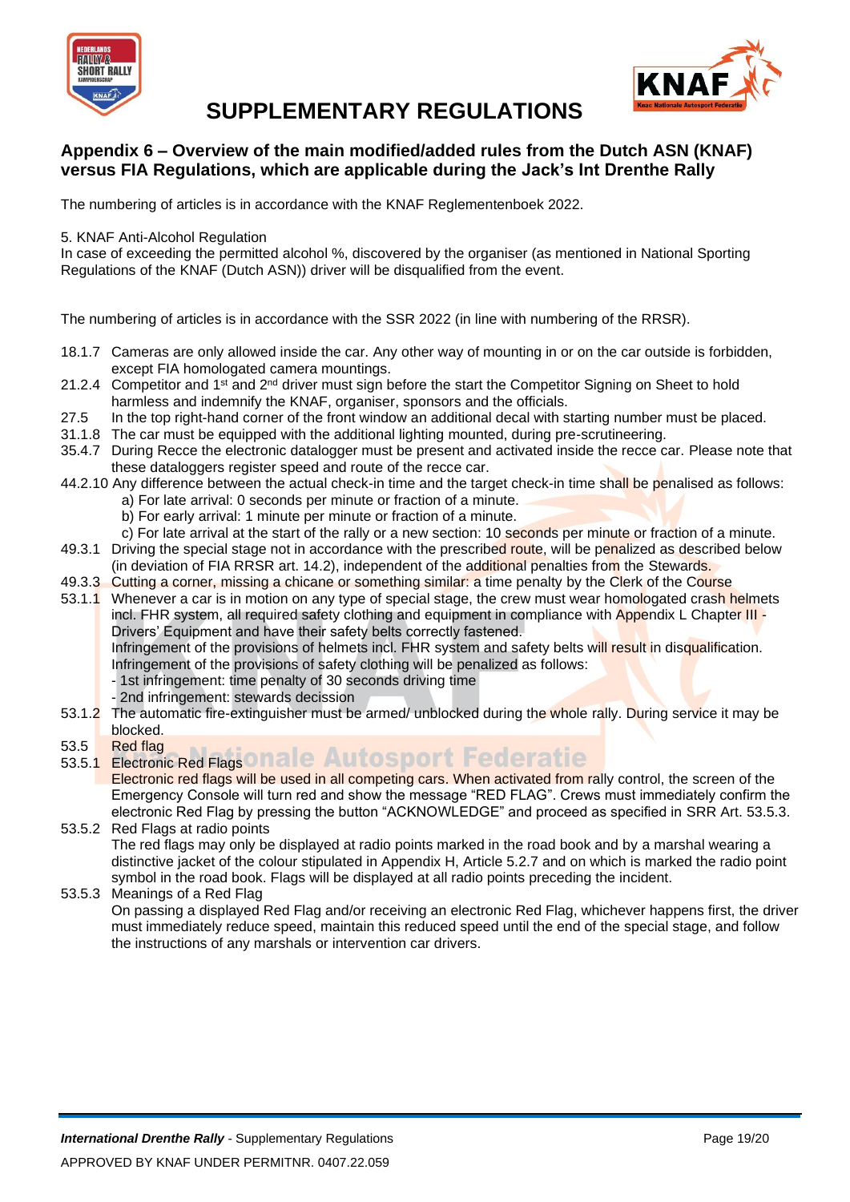# SUPPLEMENTARY REGULATIONS

## Appendix 6 – Overview of the main modified/added rules from the Dutch ASN (KNAF) versus FIA Regulations, which are applicable during the Jack's Int Drenthe Rally

The numbering of articles is in accordance with the KNAF Reglementenboek 2022.

5. KNAF Anti-Alcohol Regulation
In case of exceeding the permitted alcohol %, discovered by the organiser (as mentioned in National Sporting Regulations of the KNAF (Dutch ASN)) driver will be disqualified from the event.

The numbering of articles is in accordance with the SSR 2022 (in line with numbering of the RRSR).

18.1.7 Cameras are only allowed inside the car. Any other way of mounting in or on the car outside is forbidden, except FIA homologated camera mountings.

21.2.4 Competitor and 1st and 2nd driver must sign before the start the Competitor Signing on Sheet to hold harmless and indemnify the KNAF, organiser, sponsors and the officials.

27.5 In the top right-hand corner of the front window an additional decal with starting number must be placed.

31.1.8 The car must be equipped with the additional lighting mounted, during pre-scrutineering.

35.4.7 During Recce the electronic datalogger must be present and activated inside the recce car. Please note that these dataloggers register speed and route of the recce car.

44.2.10 Any difference between the actual check-in time and the target check-in time shall be penalised as follows:
- a) For late arrival: 0 seconds per minute or fraction of a minute.
- b) For early arrival: 1 minute per minute or fraction of a minute.
- c) For late arrival at the start of the rally or a new section: 10 seconds per minute or fraction of a minute.

49.3.1 Driving the special stage not in accordance with the prescribed route, will be penalized as described below (in deviation of FIA RRSR art. 14.2), independent of the additional penalties from the Stewards.

49.3.3 Cutting a corner, missing a chicane or something similar: a time penalty by the Clerk of the Course

53.1.1 Whenever a car is in motion on any type of special stage, the crew must wear homologated crash helmets incl. FHR system, all required safety clothing and equipment in compliance with Appendix L Chapter III - Drivers' Equipment and have their safety belts correctly fastened.
Infringement of the provisions of helmets incl. FHR system and safety belts will result in disqualification.
Infringement of the provisions of safety clothing will be penalized as follows:
- 1st infringement: time penalty of 30 seconds driving time
- 2nd infringement: stewards decission

53.1.2 The automatic fire-extinguisher must be armed/ unblocked during the whole rally. During service it may be blocked.

53.5 Red flag

53.5.1 Electronic Red Flags
Electronic red flags will be used in all competing cars. When activated from rally control, the screen of the Emergency Console will turn red and show the message "RED FLAG". Crews must immediately confirm the electronic Red Flag by pressing the button "ACKNOWLEDGE" and proceed as specified in SRR Art. 53.5.3.

53.5.2 Red Flags at radio points
The red flags may only be displayed at radio points marked in the road book and by a marshal wearing a distinctive jacket of the colour stipulated in Appendix H, Article 5.2.7 and on which is marked the radio point symbol in the road book. Flags will be displayed at all radio points preceding the incident.

53.5.3 Meanings of a Red Flag
On passing a displayed Red Flag and/or receiving an electronic Red Flag, whichever happens first, the driver must immediately reduce speed, maintain this reduced speed until the end of the special stage, and follow the instructions of any marshals or intervention car drivers.

APPROVED BY KNAF UNDER PERMITNR. 0407.22.059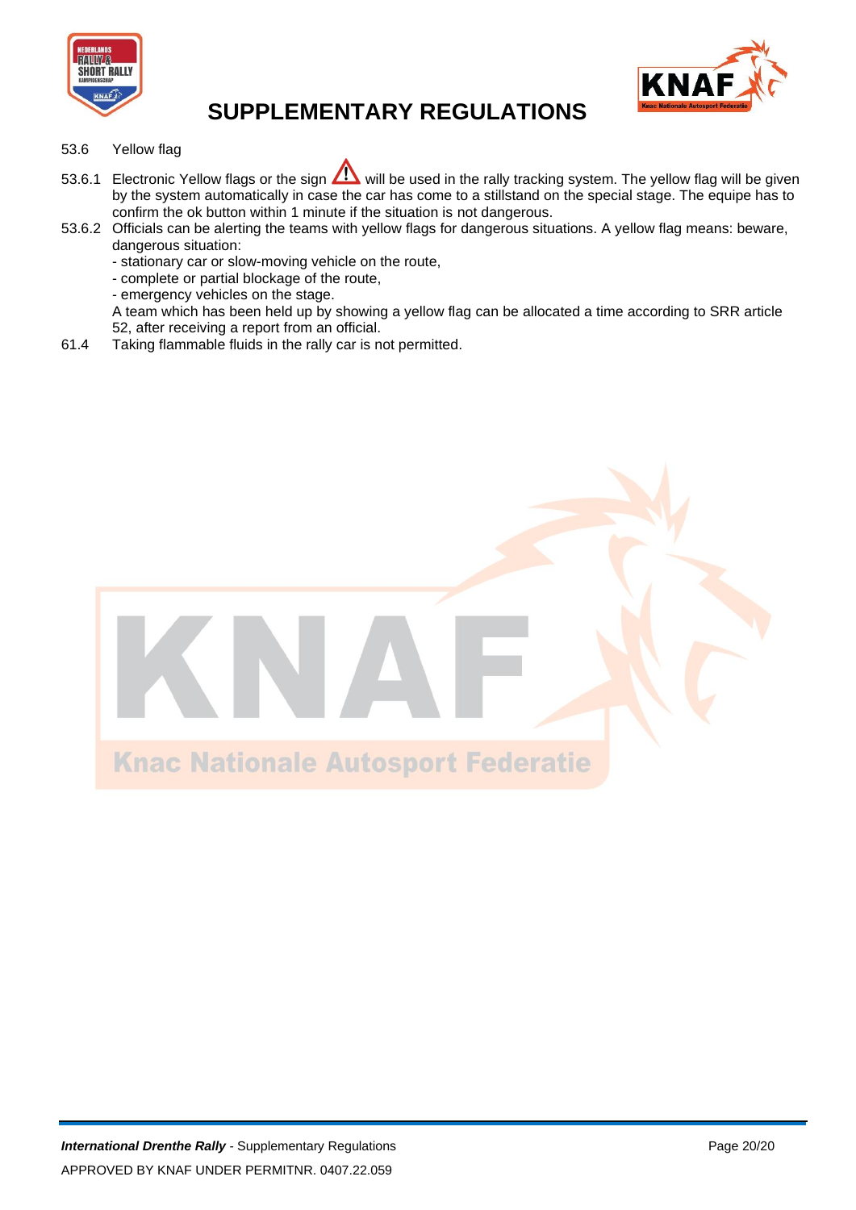53.6 Yellow flag

53.6.1 Electronic Yellow flags or the sign ⚠ will be used in the rally tracking system. The yellow flag will be given by the system automatically in case the car has come to a stillstand on the special stage. The equipe has to confirm the ok button within 1 minute if the situation is not dangerous.

53.6.2 Officials can be alerting the teams with yellow flags for dangerous situations. A yellow flag means: beware, dangerous situation:
- stationary car or slow-moving vehicle on the route,
- complete or partial blockage of the route,
- emergency vehicles on the stage.

A team which has been held up by showing a yellow flag can be allocated a time according to SRR article 52, after receiving a report from an official.

61.4 Taking flammable fluids in the rally car is not permitted.